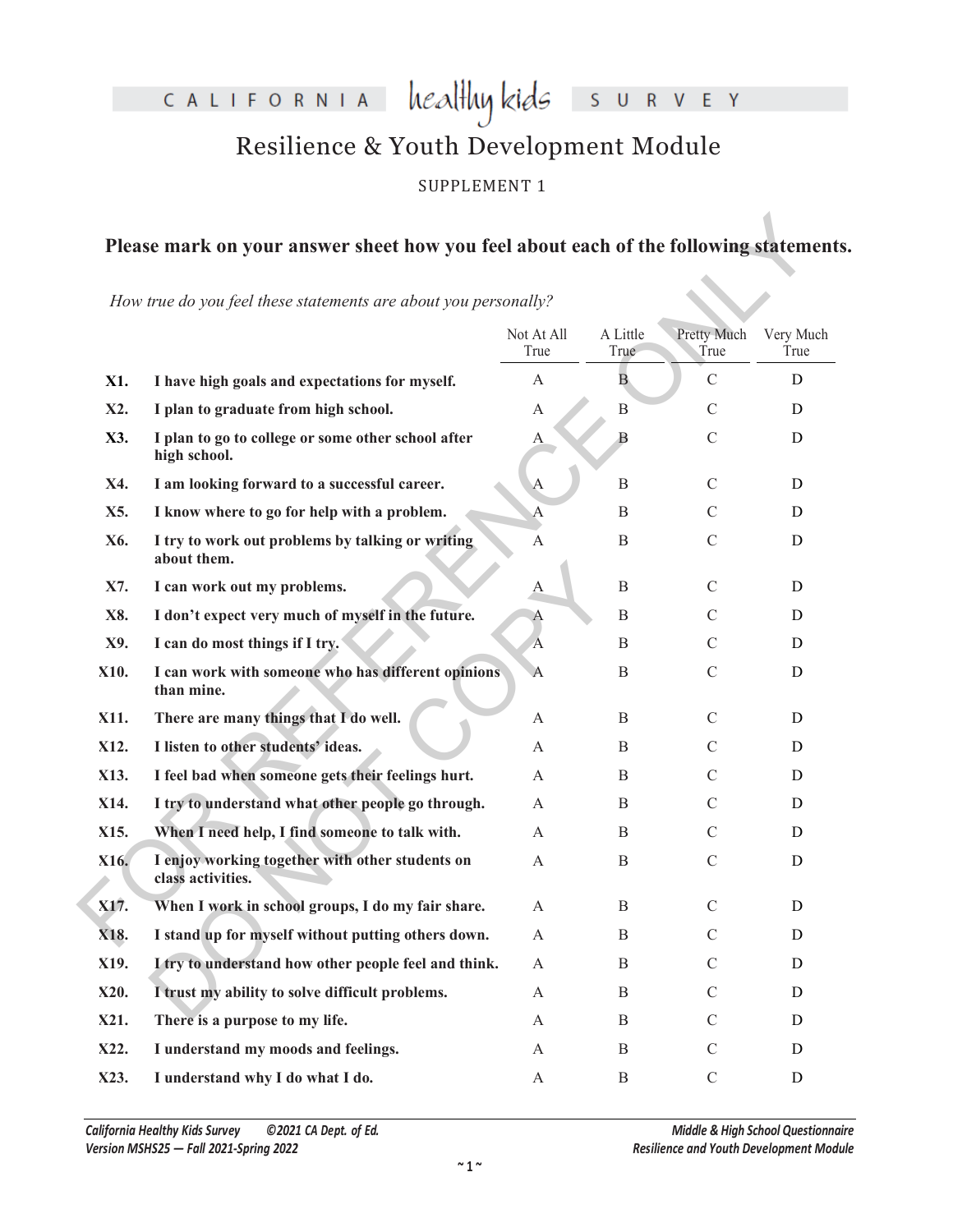# CALIFORNIA healthy kids SURVEY

## Resilience & Youth Development Module

SUPPLEMENT 1

**Please mark on your answer sheet how you feel about each of the following statements.**

*How true do you feel these statements are about you personally?*

| | | Not At All True | A Little True | Pretty Much True | Very Much True |
|---|---|---|---|---|---|
| **X1.** | **I have high goals and expectations for myself.** | A | B | C | D |
| **X2.** | **I plan to graduate from high school.** | A | B | C | D |
| **X3.** | **I plan to go to college or some other school after high school.** | A | B | C | D |
| **X4.** | **I am looking forward to a successful career.** | A | B | C | D |
| **X5.** | **I know where to go for help with a problem.** | A | B | C | D |
| **X6.** | **I try to work out problems by talking or writing about them.** | A | B | C | D |
| **X7.** | **I can work out my problems.** | A | B | C | D |
| **X8.** | **I don't expect very much of myself in the future.** | A | B | C | D |
| **X9.** | **I can do most things if I try.** | A | B | C | D |
| **X10.** | **I can work with someone who has different opinions than mine.** | A | B | C | D |
| **X11.** | **There are many things that I do well.** | A | B | C | D |
| **X12.** | **I listen to other students' ideas.** | A | B | C | D |
| **X13.** | **I feel bad when someone gets their feelings hurt.** | A | B | C | D |
| **X14.** | **I try to understand what other people go through.** | A | B | C | D |
| **X15.** | **When I need help, I find someone to talk with.** | A | B | C | D |
| **X16.** | **I enjoy working together with other students on class activities.** | A | B | C | D |
| **X17.** | **When I work in school groups, I do my fair share.** | A | B | C | D |
| **X18.** | **I stand up for myself without putting others down.** | A | B | C | D |
| **X19.** | **I try to understand how other people feel and think.** | A | B | C | D |
| **X20.** | **I trust my ability to solve difficult problems.** | A | B | C | D |
| **X21.** | **There is a purpose to my life.** | A | B | C | D |
| **X22.** | **I understand my moods and feelings.** | A | B | C | D |
| **X23.** | **I understand why I do what I do.** | A | B | C | D |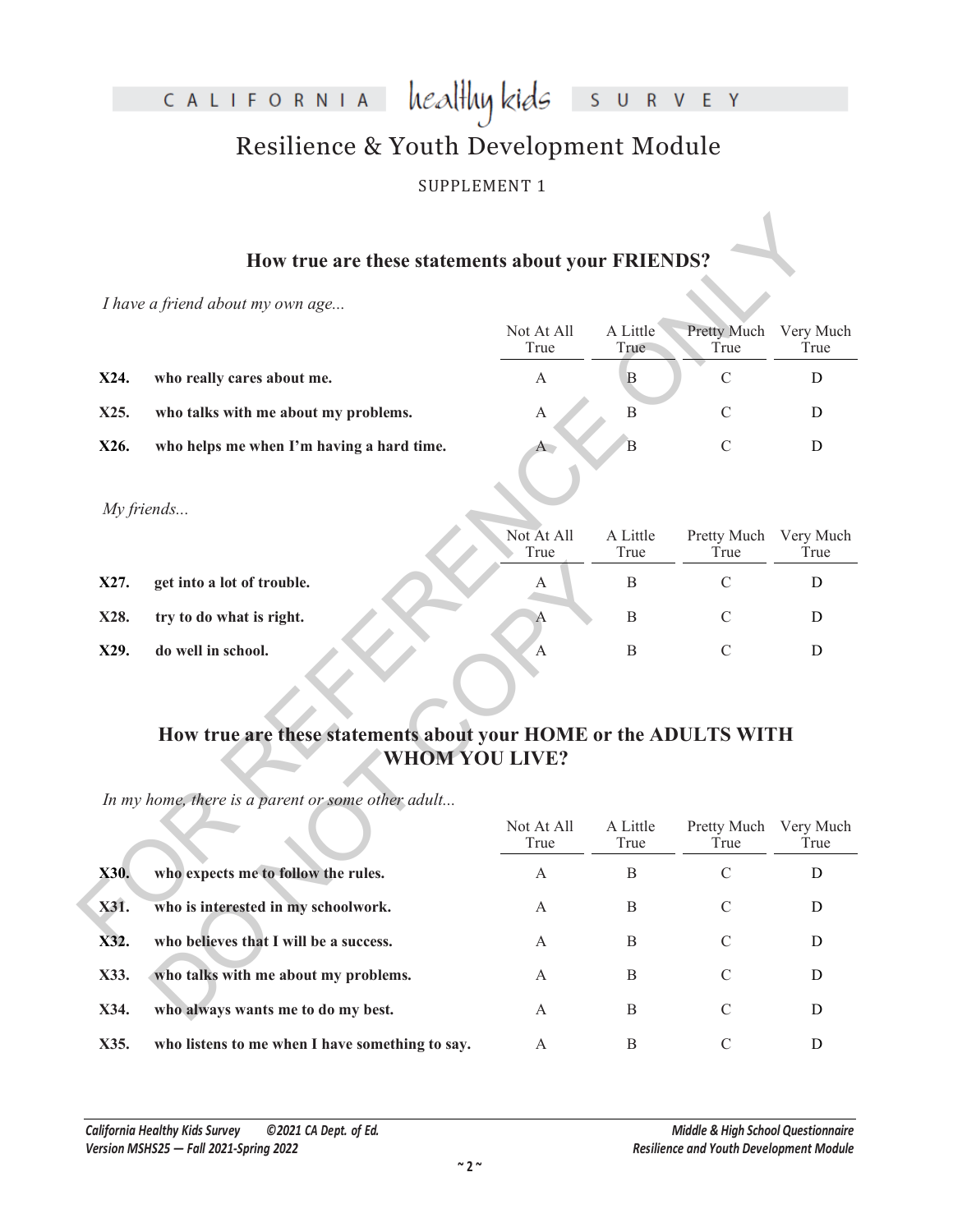# Resilience & Youth Development Module

SUPPLEMENT 1

## How true are these statements about your FRIENDS?

*I have a friend about my own age...*

| | | Not At All True | A Little True | Pretty Much True | Very Much True |
|---|---|---|---|---|---|
| **X24.** | **who really cares about me.** | A | B | C | D |
| **X25.** | **who talks with me about my problems.** | A | B | C | D |
| **X26.** | **who helps me when I'm having a hard time.** | A | B | C | D |

*My friends...*

| | | Not At All True | A Little True | Pretty Much True | Very Much True |
|---|---|---|---|---|---|
| **X27.** | **get into a lot of trouble.** | A | B | C | D |
| **X28.** | **try to do what is right.** | A | B | C | D |
| **X29.** | **do well in school.** | A | B | C | D |

## How true are these statements about your HOME or the ADULTS WITH WHOM YOU LIVE?

*In my home, there is a parent or some other adult...*

| | | Not At All True | A Little True | Pretty Much True | Very Much True |
|---|---|---|---|---|---|
| **X30.** | **who expects me to follow the rules.** | A | B | C | D |
| **X31.** | **who is interested in my schoolwork.** | A | B | C | D |
| **X32.** | **who believes that I will be a success.** | A | B | C | D |
| **X33.** | **who talks with me about my problems.** | A | B | C | D |
| **X34.** | **who always wants me to do my best.** | A | B | C | D |
| **X35.** | **who listens to me when I have something to say.** | A | B | C | D |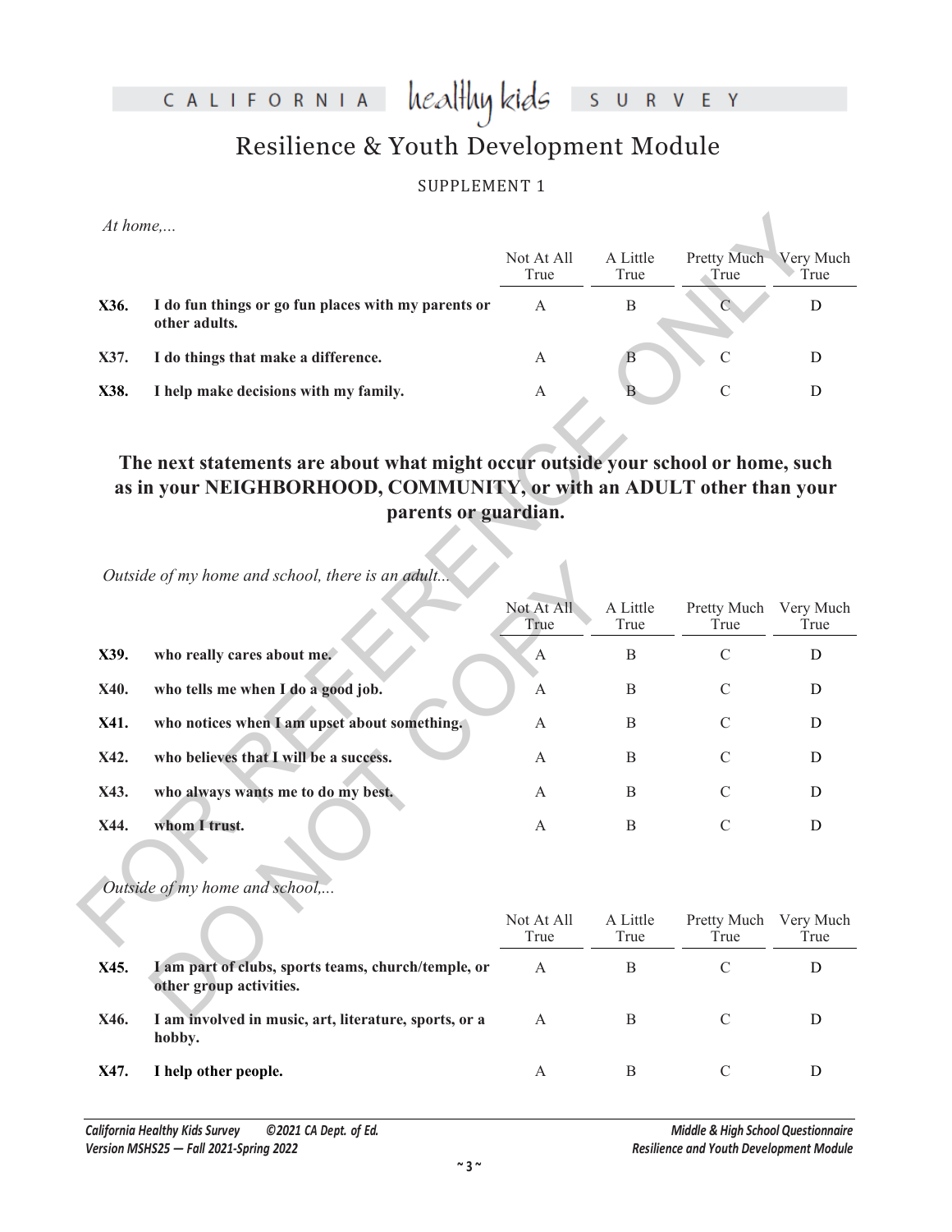CALIFORNIA healthy kids SURVEY

# Resilience & Youth Development Module

SUPPLEMENT 1

*At home,...*

| | | Not At All True | A Little True | Pretty Much True | Very Much True |
|---|---|---|---|---|---|
| **X36.** | **I do fun things or go fun places with my parents or other adults.** | A | B | C | D |
| **X37.** | **I do things that make a difference.** | A | B | C | D |
| **X38.** | **I help make decisions with my family.** | A | B | C | D |

## The next statements are about what might occur outside your school or home, such as in your NEIGHBORHOOD, COMMUNITY, or with an ADULT other than your parents or guardian.

*Outside of my home and school, there is an adult...*

| | | Not At All True | A Little True | Pretty Much True | Very Much True |
|---|---|---|---|---|---|
| **X39.** | **who really cares about me.** | A | B | C | D |
| **X40.** | **who tells me when I do a good job.** | A | B | C | D |
| **X41.** | **who notices when I am upset about something.** | A | B | C | D |
| **X42.** | **who believes that I will be a success.** | A | B | C | D |
| **X43.** | **who always wants me to do my best.** | A | B | C | D |
| **X44.** | **whom I trust.** | A | B | C | D |

*Outside of my home and school,...*

| | | Not At All True | A Little True | Pretty Much True | Very Much True |
|---|---|---|---|---|---|
| **X45.** | **I am part of clubs, sports teams, church/temple, or other group activities.** | A | B | C | D |
| **X46.** | **I am involved in music, art, literature, sports, or a hobby.** | A | B | C | D |
| **X47.** | **I help other people.** | A | B | C | D |

FOR REFERENCE ONLY
DO NOT COPY

*California Healthy Kids Survey ©2021 CA Dept. of Ed.*
*Version MSHS25 — Fall 2021-Spring 2022*

*Middle & High School Questionnaire*
*Resilience and Youth Development Module*